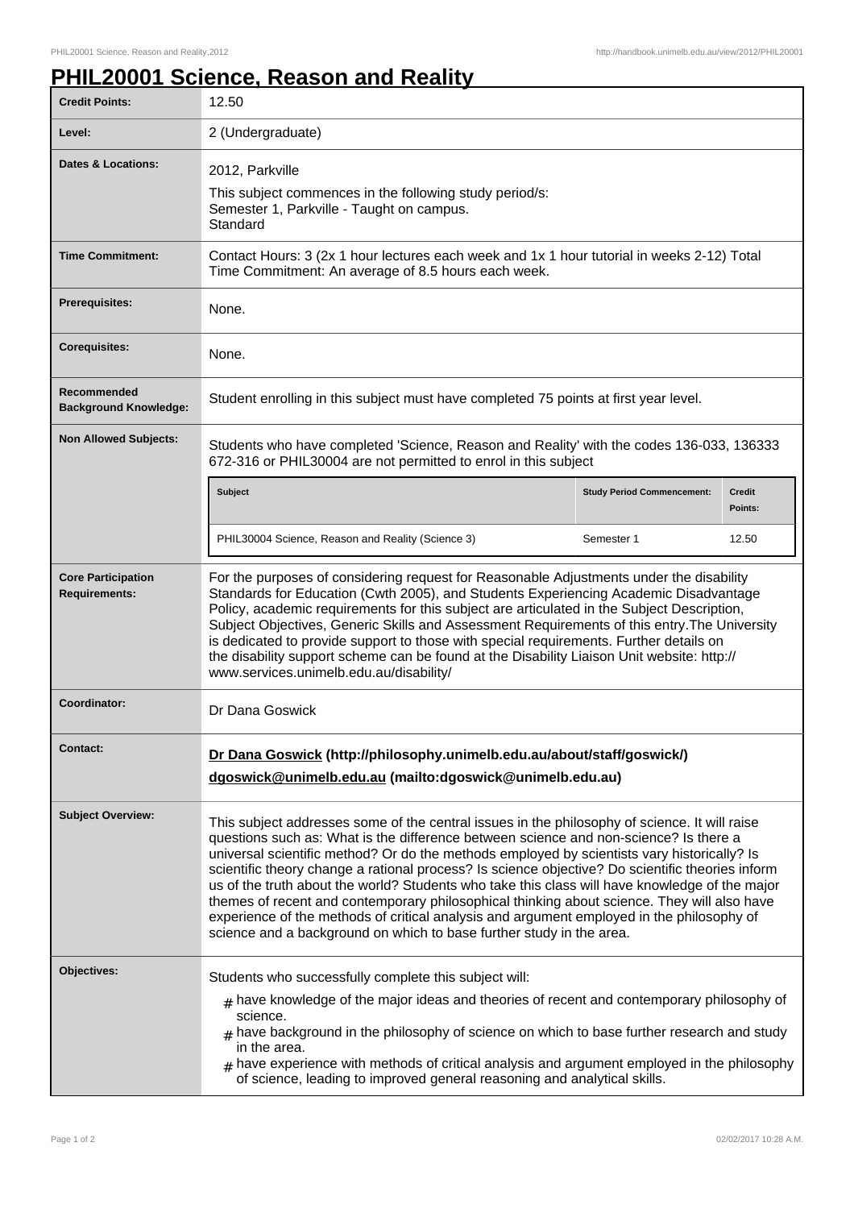# PHIL20001 Science, Reason and Reality

| | |
|---|---|
| **Credit Points:** | 12.50 |
| **Level:** | 2 (Undergraduate) |
| **Dates & Locations:** | 2012, Parkville<br>This subject commences in the following study period/s:<br>Semester 1, Parkville - Taught on campus.<br>Standard |
| **Time Commitment:** | Contact Hours: 3 (2x 1 hour lectures each week and 1x 1 hour tutorial in weeks 2-12) Total Time Commitment: An average of 8.5 hours each week. |
| **Prerequisites:** | None. |
| **Corequisites:** | None. |
| **Recommended Background Knowledge:** | Student enrolling in this subject must have completed 75 points at first year level. |
| **Non Allowed Subjects:** | Students who have completed 'Science, Reason and Reality' with the codes 136-033, 136333 672-316 or PHIL30004 are not permitted to enrol in this subject<br><br>**Subject** / **Study Period Commencement:** / **Credit Points:**<br>PHIL30004 Science, Reason and Reality (Science 3) / Semester 1 / 12.50 |
| **Core Participation Requirements:** | For the purposes of considering request for Reasonable Adjustments under the disability Standards for Education (Cwth 2005), and Students Experiencing Academic Disadvantage Policy, academic requirements for this subject are articulated in the Subject Description, Subject Objectives, Generic Skills and Assessment Requirements of this entry.The University is dedicated to provide support to those with special requirements. Further details on the disability support scheme can be found at the Disability Liaison Unit website: http://www.services.unimelb.edu.au/disability/ |
| **Coordinator:** | Dr Dana Goswick |
| **Contact:** | **Dr Dana Goswick (http://philosophy.unimelb.edu.au/about/staff/goswick/)**<br>**dgoswick@unimelb.edu.au (mailto:dgoswick@unimelb.edu.au)** |
| **Subject Overview:** | This subject addresses some of the central issues in the philosophy of science. It will raise questions such as: What is the difference between science and non-science? Is there a universal scientific method? Or do the methods employed by scientists vary historically? Is scientific theory change a rational process? Is science objective? Do scientific theories inform us of the truth about the world? Students who take this class will have knowledge of the major themes of recent and contemporary philosophical thinking about science. They will also have experience of the methods of critical analysis and argument employed in the philosophy of science and a background on which to base further study in the area. |
| **Objectives:** | Students who successfully complete this subject will:<br># have knowledge of the major ideas and theories of recent and contemporary philosophy of science.<br># have background in the philosophy of science on which to base further research and study in the area.<br># have experience with methods of critical analysis and argument employed in the philosophy of science, leading to improved general reasoning and analytical skills. |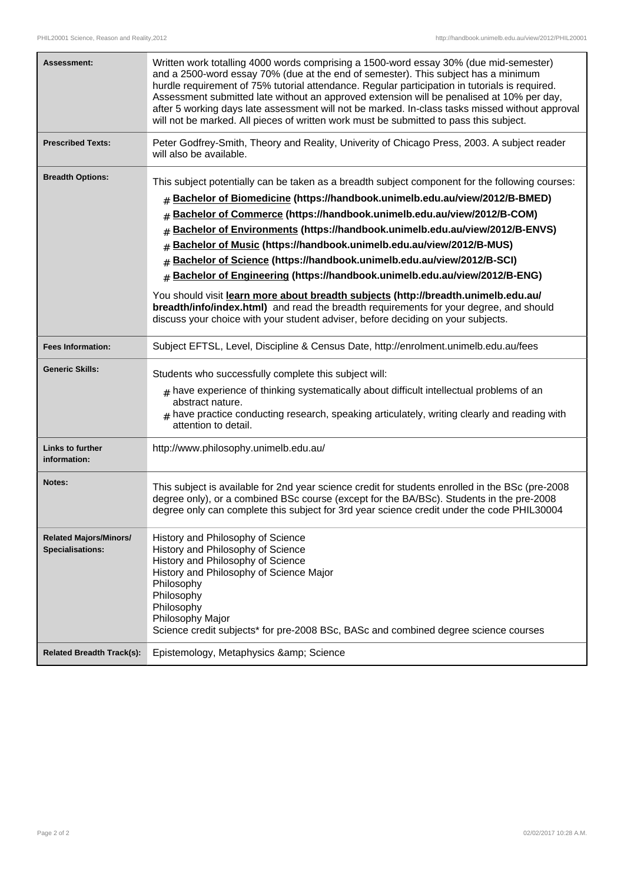| | |
|---|---|
| **Assessment:** | Written work totalling 4000 words comprising a 1500-word essay 30% (due mid-semester) and a 2500-word essay 70% (due at the end of semester). This subject has a minimum hurdle requirement of 75% tutorial attendance. Regular participation in tutorials is required. Assessment submitted late without an approved extension will be penalised at 10% per day, after 5 working days late assessment will not be marked. In-class tasks missed without approval will not be marked. All pieces of written work must be submitted to pass this subject. |
| **Prescribed Texts:** | Peter Godfrey-Smith, Theory and Reality, Univerity of Chicago Press, 2003. A subject reader will also be available. |
| **Breadth Options:** | This subject potentially can be taken as a breadth subject component for the following courses:<br># **Bachelor of Biomedicine (https://handbook.unimelb.edu.au/view/2012/B-BMED)**<br># **Bachelor of Commerce (https://handbook.unimelb.edu.au/view/2012/B-COM)**<br># **Bachelor of Environments (https://handbook.unimelb.edu.au/view/2012/B-ENVS)**<br># **Bachelor of Music (https://handbook.unimelb.edu.au/view/2012/B-MUS)**<br># **Bachelor of Science (https://handbook.unimelb.edu.au/view/2012/B-SCI)**<br># **Bachelor of Engineering (https://handbook.unimelb.edu.au/view/2012/B-ENG)**<br>You should visit **learn more about breadth subjects (http://breadth.unimelb.edu.au/breadth/info/index.html)** and read the breadth requirements for your degree, and should discuss your choice with your student adviser, before deciding on your subjects. |
| **Fees Information:** | Subject EFTSL, Level, Discipline & Census Date, http://enrolment.unimelb.edu.au/fees |
| **Generic Skills:** | Students who successfully complete this subject will:<br># have experience of thinking systematically about difficult intellectual problems of an abstract nature.<br># have practice conducting research, speaking articulately, writing clearly and reading with attention to detail. |
| **Links to further information:** | http://www.philosophy.unimelb.edu.au/ |
| **Notes:** | This subject is available for 2nd year science credit for students enrolled in the BSc (pre-2008 degree only), or a combined BSc course (except for the BA/BSc). Students in the pre-2008 degree only can complete this subject for 3rd year science credit under the code PHIL30004 |
| **Related Majors/Minors/ Specialisations:** | History and Philosophy of Science<br>History and Philosophy of Science<br>History and Philosophy of Science<br>History and Philosophy of Science Major<br>Philosophy<br>Philosophy<br>Philosophy<br>Philosophy Major<br>Science credit subjects* for pre-2008 BSc, BASc and combined degree science courses |
| **Related Breadth Track(s):** | Epistemology, Metaphysics &amp; Science |